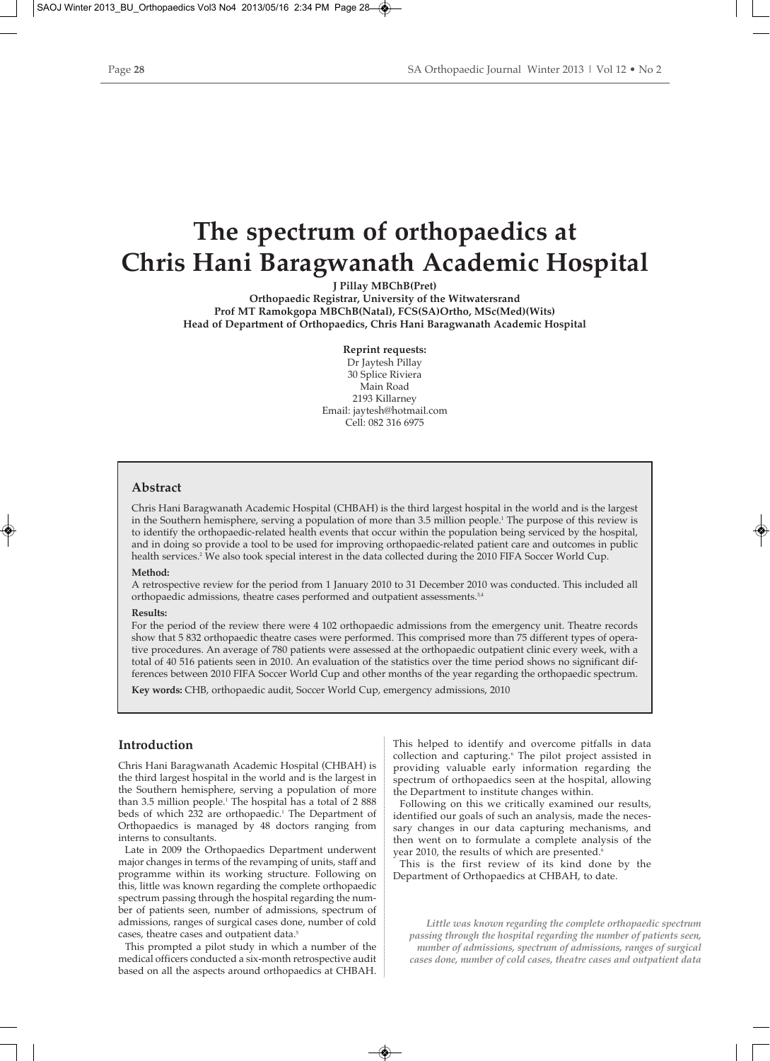# The spectrum of orthopaedics at Chris Hani Baragwanath Academic Hospital

**J Pillay MBChB(Pret)**
**Orthopaedic Registrar, University of the Witwatersrand**
**Prof MT Ramokgopa MBChB(Natal), FCS(SA)Ortho, MSc(Med)(Wits)**
**Head of Department of Orthopaedics, Chris Hani Baragwanath Academic Hospital**

**Reprint requests:**
Dr Jaytesh Pillay
30 Splice Riviera
Main Road
2193 Killarney
Email: jaytesh@hotmail.com
Cell: 082 316 6975

## Abstract

Chris Hani Baragwanath Academic Hospital (CHBAH) is the third largest hospital in the world and is the largest in the Southern hemisphere, serving a population of more than 3.5 million people.[1] The purpose of this review is to identify the orthopaedic-related health events that occur within the population being serviced by the hospital, and in doing so provide a tool to be used for improving orthopaedic-related patient care and outcomes in public health services.[2] We also took special interest in the data collected during the 2010 FIFA Soccer World Cup.

**Method:**

A retrospective review for the period from 1 January 2010 to 31 December 2010 was conducted. This included all orthopaedic admissions, theatre cases performed and outpatient assessments.[3,4]

**Results:**

For the period of the review there were 4 102 orthopaedic admissions from the emergency unit. Theatre records show that 5 832 orthopaedic theatre cases were performed. This comprised more than 75 different types of operative procedures. An average of 780 patients were assessed at the orthopaedic outpatient clinic every week, with a total of 40 516 patients seen in 2010. An evaluation of the statistics over the time period shows no significant differences between 2010 FIFA Soccer World Cup and other months of the year regarding the orthopaedic spectrum.

**Key words:** CHB, orthopaedic audit, Soccer World Cup, emergency admissions, 2010

## Introduction

Chris Hani Baragwanath Academic Hospital (CHBAH) is the third largest hospital in the world and is the largest in the Southern hemisphere, serving a population of more than 3.5 million people.[1] The hospital has a total of 2 888 beds of which 232 are orthopaedic.[1] The Department of Orthopaedics is managed by 48 doctors ranging from interns to consultants.

Late in 2009 the Orthopaedics Department underwent major changes in terms of the revamping of units, staff and programme within its working structure. Following on this, little was known regarding the complete orthopaedic spectrum passing through the hospital regarding the number of patients seen, number of admissions, spectrum of admissions, ranges of surgical cases done, number of cold cases, theatre cases and outpatient data.[5]

This prompted a pilot study in which a number of the medical officers conducted a six-month retrospective audit based on all the aspects around orthopaedics at CHBAH. This helped to identify and overcome pitfalls in data collection and capturing.[6] The pilot project assisted in providing valuable early information regarding the spectrum of orthopaedics seen at the hospital, allowing the Department to institute changes within.

Following on this we critically examined our results, identified our goals of such an analysis, made the necessary changes in our data capturing mechanisms, and then went on to formulate a complete analysis of the year 2010, the results of which are presented.[6]

This is the first review of its kind done by the Department of Orthopaedics at CHBAH, to date.

*Little was known regarding the complete orthopaedic spectrum passing through the hospital regarding the number of patients seen, number of admissions, spectrum of admissions, ranges of surgical cases done, number of cold cases, theatre cases and outpatient data*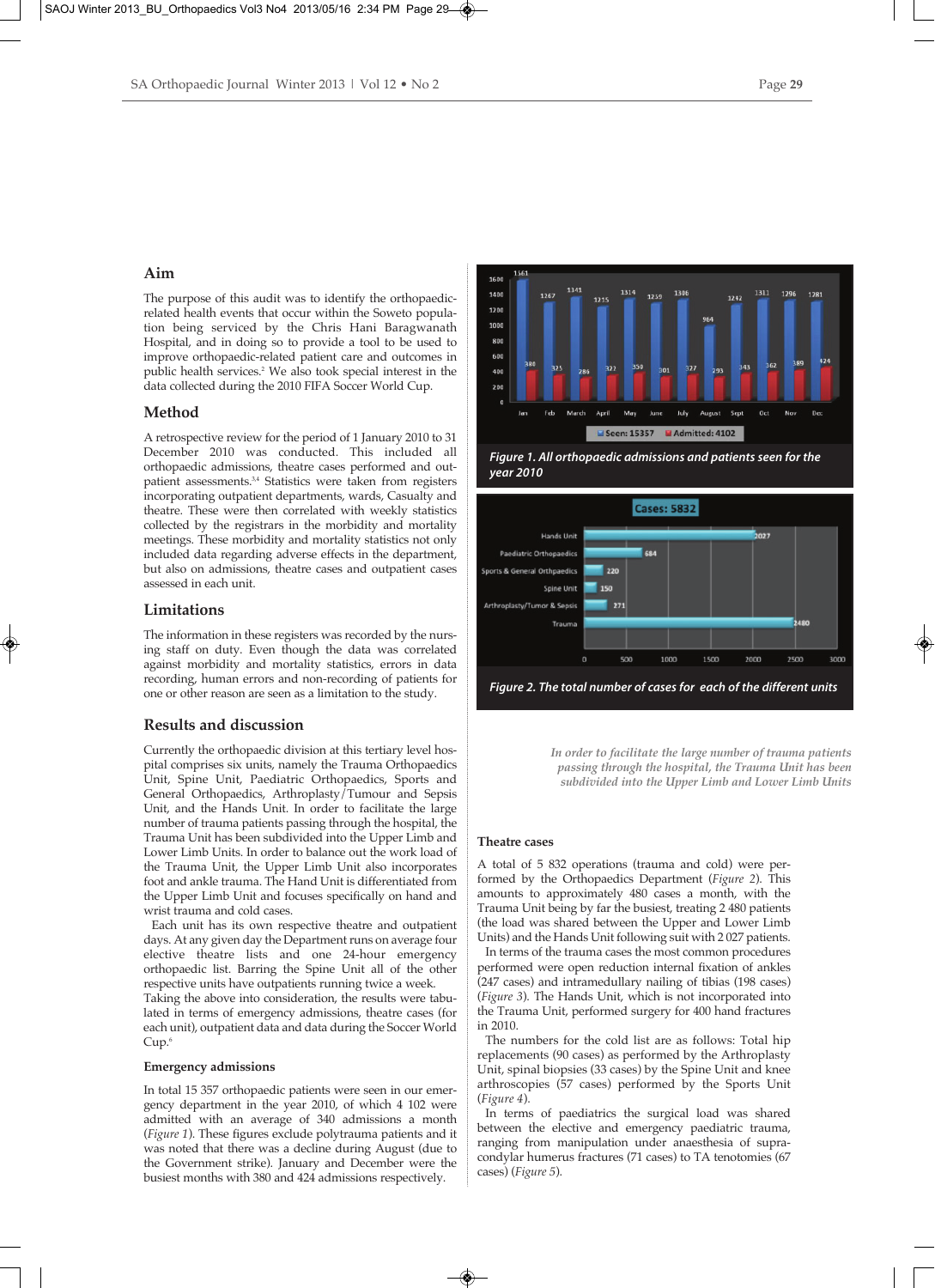## Aim

The purpose of this audit was to identify the orthopaedic-related health events that occur within the Soweto population being serviced by the Chris Hani Baragwanath Hospital, and in doing so to provide a tool to be used to improve orthopaedic-related patient care and outcomes in public health services.[2] We also took special interest in the data collected during the 2010 FIFA Soccer World Cup.

## Method

A retrospective review for the period of 1 January 2010 to 31 December 2010 was conducted. This included all orthopaedic admissions, theatre cases performed and outpatient assessments.[3,4] Statistics were taken from registers incorporating outpatient departments, wards, Casualty and theatre. These were then correlated with weekly statistics collected by the registrars in the morbidity and mortality meetings. These morbidity and mortality statistics not only included data regarding adverse effects in the department, but also on admissions, theatre cases and outpatient cases assessed in each unit.

## Limitations

The information in these registers was recorded by the nursing staff on duty. Even though the data was correlated against morbidity and mortality statistics, errors in data recording, human errors and non-recording of patients for one or other reason are seen as a limitation to the study.

## Results and discussion

Currently the orthopaedic division at this tertiary level hospital comprises six units, namely the Trauma Orthopaedics Unit, Spine Unit, Paediatric Orthopaedics, Sports and General Orthopaedics, Arthroplasty/Tumour and Sepsis Unit, and the Hands Unit. In order to facilitate the large number of trauma patients passing through the hospital, the Trauma Unit has been subdivided into the Upper Limb and Lower Limb Units. In order to balance out the work load of the Trauma Unit, the Upper Limb Unit also incorporates foot and ankle trauma. The Hand Unit is differentiated from the Upper Limb Unit and focuses specifically on hand and wrist trauma and cold cases.

Each unit has its own respective theatre and outpatient days. At any given day the Department runs on average four elective theatre lists and one 24-hour emergency orthopaedic list. Barring the Spine Unit all of the other respective units have outpatients running twice a week. Taking the above into consideration, the results were tabulated in terms of emergency admissions, theatre cases (for each unit), outpatient data and data during the Soccer World Cup.[6]

### Emergency admissions

In total 15 357 orthopaedic patients were seen in our emergency department in the year 2010, of which 4 102 were admitted with an average of 340 admissions a month (*Figure 1*). These figures exclude polytrauma patients and it was noted that there was a decline during August (due to the Government strike). January and December were the busiest months with 380 and 424 admissions respectively.

| | Jan | Feb | March | April | May | June | July | August | Sept | Oct | Nov | Dec |
|---|---|---|---|---|---|---|---|---|---|---|---|---|
| Seen | 1561 | 1267 | 1341 | 1215 | 1314 | 1259 | 1306 | 964 | 1242 | 1311 | 1296 | 1281 |
| Admitted | 380 | 325 | 286 | 322 | 350 | 301 | 327 | 293 | 343 | 362 | 389 | 424 |

Seen: 15357 | Admitted: 4102

*Figure 1. All orthopaedic admissions and patients seen for the year 2010*

Cases: 5832

| Unit | Cases |
|---|---|
| Hands Unit | 2027 |
| Paediatric Orthopaedics | 684 |
| Sports & General Orthopaedics | 220 |
| Spine Unit | 150 |
| Arthroplasty/Tumor & Sepsis | 271 |
| Trauma | 2480 |

*Figure 2. The total number of cases for each of the different units*

*In order to facilitate the large number of trauma patients passing through the hospital, the Trauma Unit has been subdivided into the Upper Limb and Lower Limb Units*

### Theatre cases

A total of 5 832 operations (trauma and cold) were performed by the Orthopaedics Department (*Figure 2*). This amounts to approximately 480 cases a month, with the Trauma Unit being by far the busiest, treating 2 480 patients (the load was shared between the Upper and Lower Limb Units) and the Hands Unit following suit with 2 027 patients.

In terms of the trauma cases the most common procedures performed were open reduction internal fixation of ankles (247 cases) and intramedullary nailing of tibias (198 cases) (*Figure 3*). The Hands Unit, which is not incorporated into the Trauma Unit, performed surgery for 400 hand fractures in 2010.

The numbers for the cold list are as follows: Total hip replacements (90 cases) as performed by the Arthroplasty Unit, spinal biopsies (33 cases) by the Spine Unit and knee arthroscopies (57 cases) performed by the Sports Unit (*Figure 4*).

In terms of paediatrics the surgical load was shared between the elective and emergency paediatric trauma, ranging from manipulation under anaesthesia of supracondylar humerus fractures (71 cases) to TA tenotomies (67 cases) (*Figure 5*).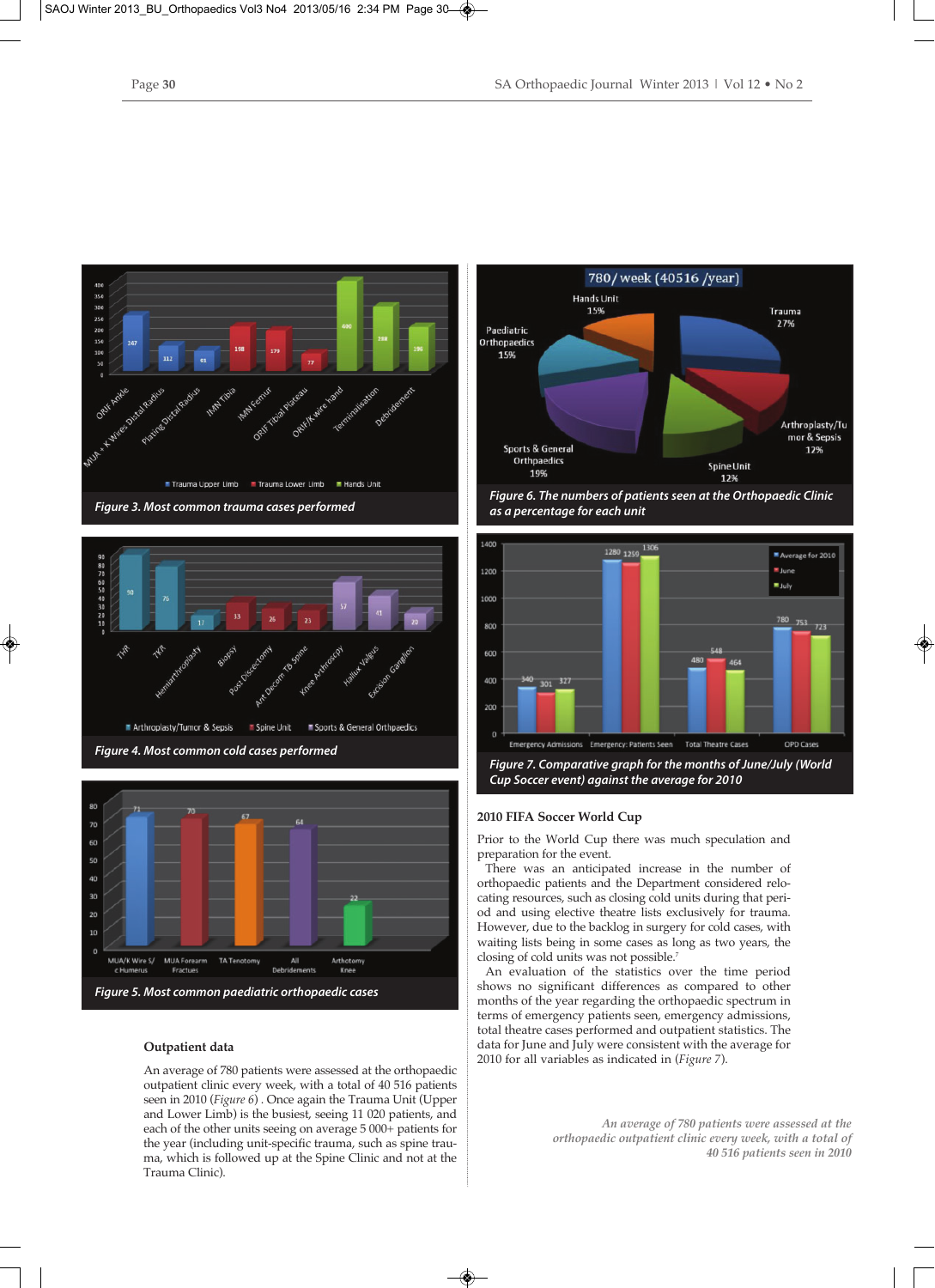Figure 3. Most common trauma cases performed

Figure 4. Most common cold cases performed

Figure 5. Most common paediatric orthopaedic cases

Figure 6. The numbers of patients seen at the Orthopaedic Clinic as a percentage for each unit

Figure 7. Comparative graph for the months of June/July (World Cup Soccer event) against the average for 2010

### Outpatient data

An average of 780 patients were assessed at the orthopaedic outpatient clinic every week, with a total of 40 516 patients seen in 2010 (*Figure 6*) . Once again the Trauma Unit (Upper and Lower Limb) is the busiest, seeing 11 020 patients, and each of the other units seeing on average 5 000+ patients for the year (including unit-specific trauma, such as spine trauma, which is followed up at the Spine Clinic and not at the Trauma Clinic).

### 2010 FIFA Soccer World Cup

Prior to the World Cup there was much speculation and preparation for the event.

There was an anticipated increase in the number of orthopaedic patients and the Department considered relocating resources, such as closing cold units during that period and using elective theatre lists exclusively for trauma. However, due to the backlog in surgery for cold cases, with waiting lists being in some cases as long as two years, the closing of cold units was not possible.[7]

An evaluation of the statistics over the time period shows no significant differences as compared to other months of the year regarding the orthopaedic spectrum in terms of emergency patients seen, emergency admissions, total theatre cases performed and outpatient statistics. The data for June and July were consistent with the average for 2010 for all variables as indicated in (*Figure 7*).

*An average of 780 patients were assessed at the orthopaedic outpatient clinic every week, with a total of 40 516 patients seen in 2010*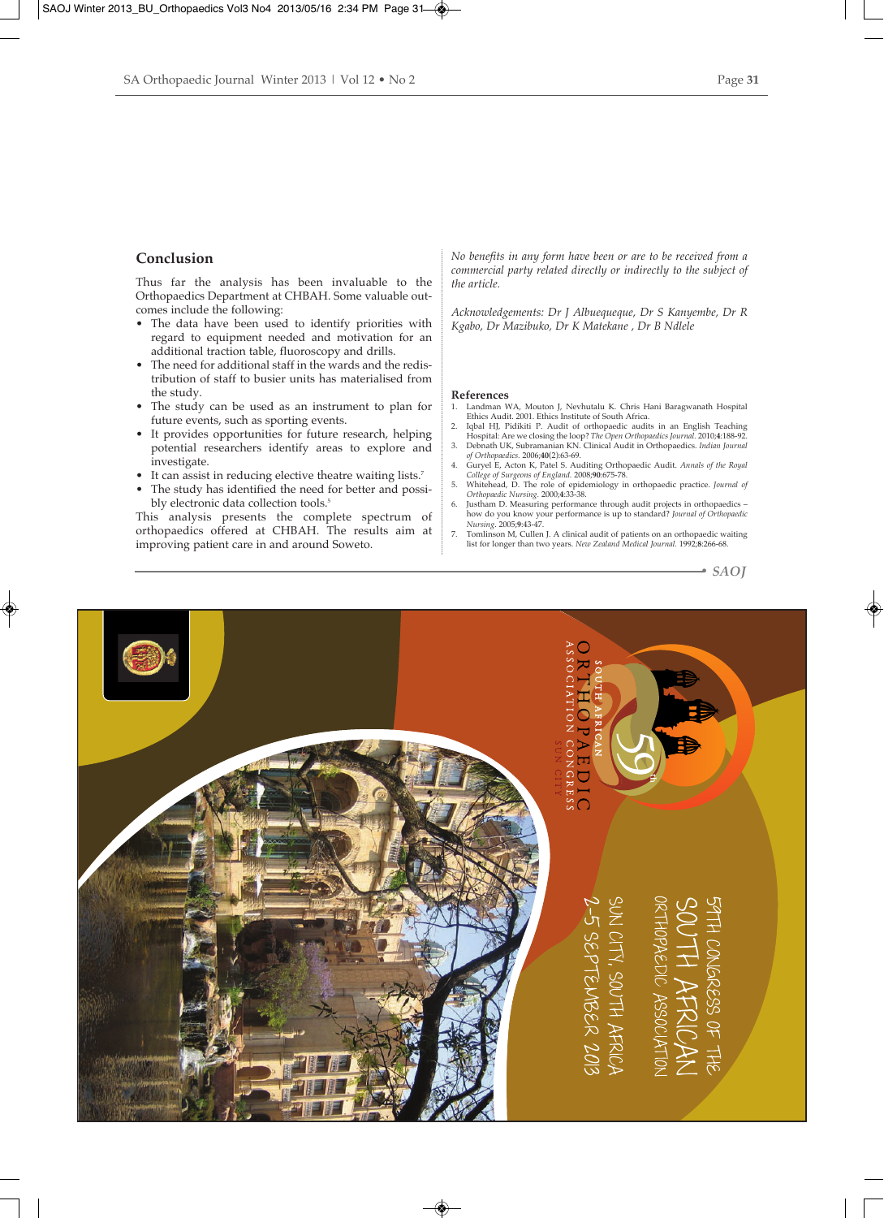## Conclusion

Thus far the analysis has been invaluable to the Orthopaedics Department at CHBAH. Some valuable outcomes include the following:

- The data have been used to identify priorities with regard to equipment needed and motivation for an additional traction table, fluoroscopy and drills.
- The need for additional staff in the wards and the redistribution of staff to busier units has materialised from the study.
- The study can be used as an instrument to plan for future events, such as sporting events.
- It provides opportunities for future research, helping potential researchers identify areas to explore and investigate.
- It can assist in reducing elective theatre waiting lists.[7]
- The study has identified the need for better and possibly electronic data collection tools.[5]

This analysis presents the complete spectrum of orthopaedics offered at CHBAH. The results aim at improving patient care in and around Soweto.

*No benefits in any form have been or are to be received from a commercial party related directly or indirectly to the subject of the article.*

*Acknowledgements: Dr J Albuequeque, Dr S Kanyembe, Dr R Kgabo, Dr Mazibuko, Dr K Matekane , Dr B Ndlele*

### References

1. Landman WA, Mouton J, Nevhutalu K. Chris Hani Baragwanath Hospital Ethics Audit. 2001. Ethics Institute of South Africa.
2. Iqbal HJ, Pidikiti P. Audit of orthopaedic audits in an English Teaching Hospital: Are we closing the loop? *The Open Orthopaedics Journal*. 2010;**4**:188-92.
3. Debnath UK, Subramanian KN. Clinical Audit in Orthopaedics. *Indian Journal of Orthopaedics*. 2006;**40**(2):63-69.
4. Guryel E, Acton K, Patel S. Auditing Orthopaedic Audit. *Annals of the Royal College of Surgeons of England*. 2008;**90**:675-78.
5. Whitehead, D. The role of epidemiology in orthopaedic practice. *Journal of Orthopaedic Nursing*. 2000;**4**:33-38.
6. Justham D. Measuring performance through audit projects in orthopaedics – how do you know your performance is up to standard? *Journal of Orthopaedic Nursing*. 2005;**9**:43-47.
7. Tomlinson M, Cullen J. A clinical audit of patients on an orthopaedic waiting list for longer than two years. *New Zealand Medical Journal*. 1992;**8**:266-68.

SAOJ

SOUTH AFRICAN ORTHOPAEDIC ASSOCIATION CONGRESS

SUN CITY

59th

59TH CONGRESS OF THE SOUTH AFRICAN ORTHOPAEDIC ASSOCIATION

SUN CITY, SOUTH AFRICA

2–5 SEPTEMBER 2013